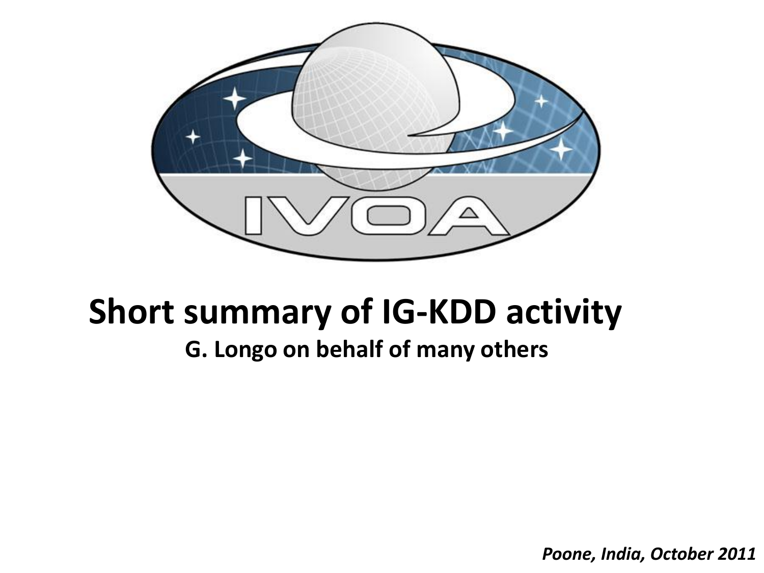# Short summary of IG-KDD activity

**G. Longo on behalf of many others**

*Poone, India, October 2011*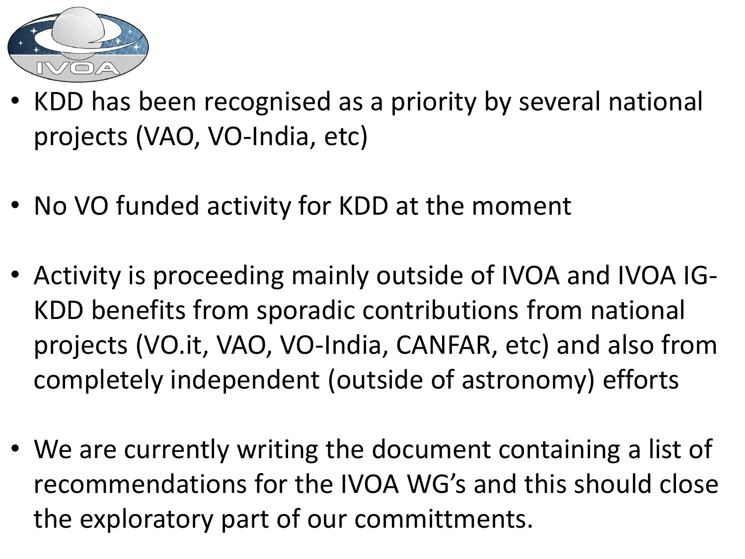- KDD has been recognised as a priority by several national projects (VAO, VO-India, etc)

- No VO funded activity for KDD at the moment

- Activity is proceeding mainly outside of IVOA and IVOA IG-KDD benefits from sporadic contributions from national projects (VO.it, VAO, VO-India, CANFAR, etc) and also from completely independent (outside of astronomy) efforts

- We are currently writing the document containing a list of recommendations for the IVOA WG's and this should close the exploratory part of our committments.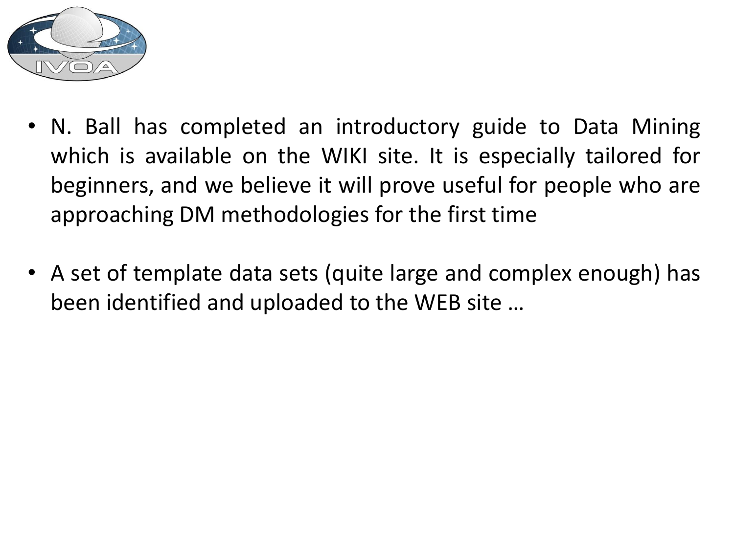- N. Ball has completed an introductory guide to Data Mining which is available on the WIKI site. It is especially tailored for beginners, and we believe it will prove useful for people who are approaching DM methodologies for the first time

- A set of template data sets (quite large and complex enough) has been identified and uploaded to the WEB site …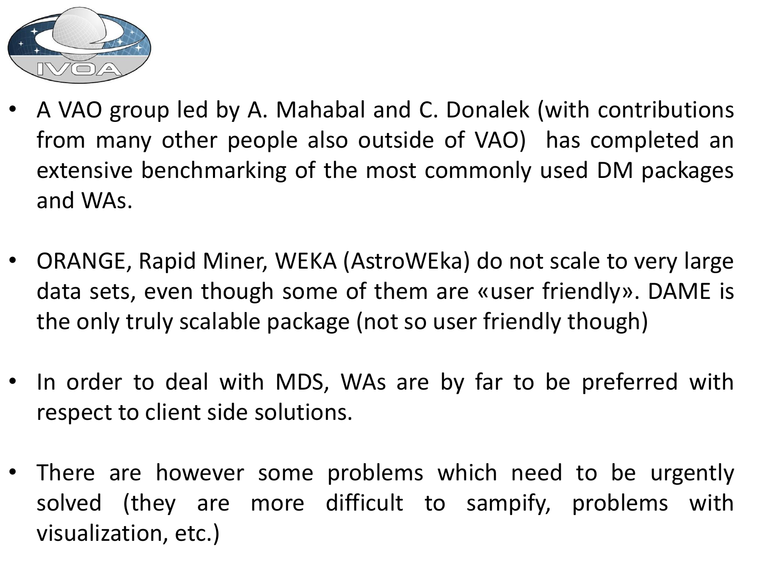- A VAO group led by A. Mahabal and C. Donalek (with contributions from many other people also outside of VAO) has completed an extensive benchmarking of the most commonly used DM packages and WAs.

- ORANGE, Rapid Miner, WEKA (AstroWEka) do not scale to very large data sets, even though some of them are «user friendly». DAME is the only truly scalable package (not so user friendly though)

- In order to deal with MDS, WAs are by far to be preferred with respect to client side solutions.

- There are however some problems which need to be urgently solved (they are more difficult to sampify, problems with visualization, etc.)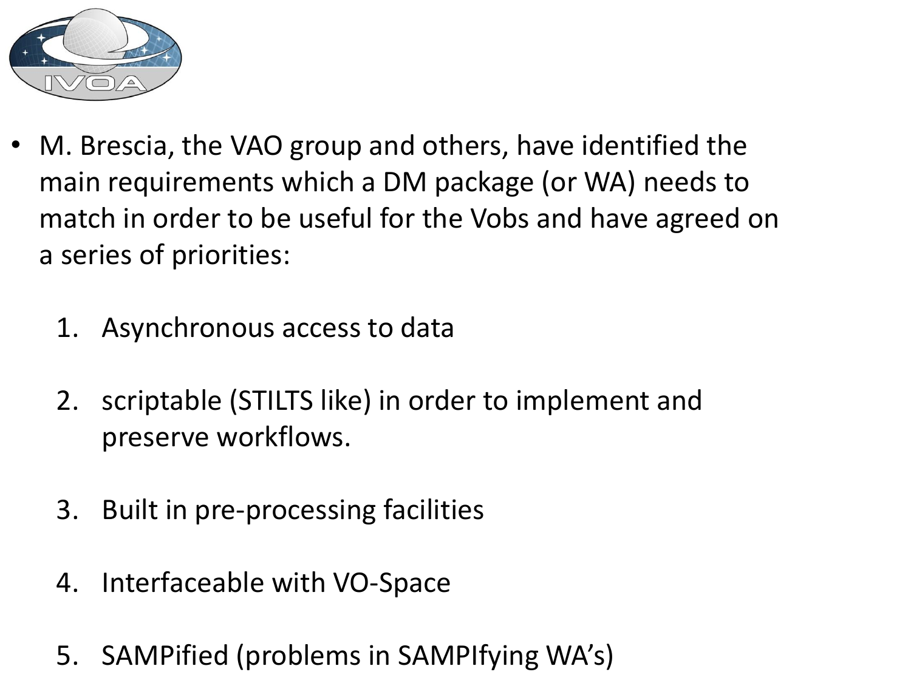- M. Brescia, the VAO group and others, have identified the main requirements which a DM package (or WA) needs to match in order to be useful for the Vobs and have agreed on a series of priorities:

    1. Asynchronous access to data

    2. scriptable (STILTS like) in order to implement and preserve workflows.

    3. Built in pre-processing facilities

    4. Interfaceable with VO-Space

    5. SAMPified (problems in SAMPIfying WA's)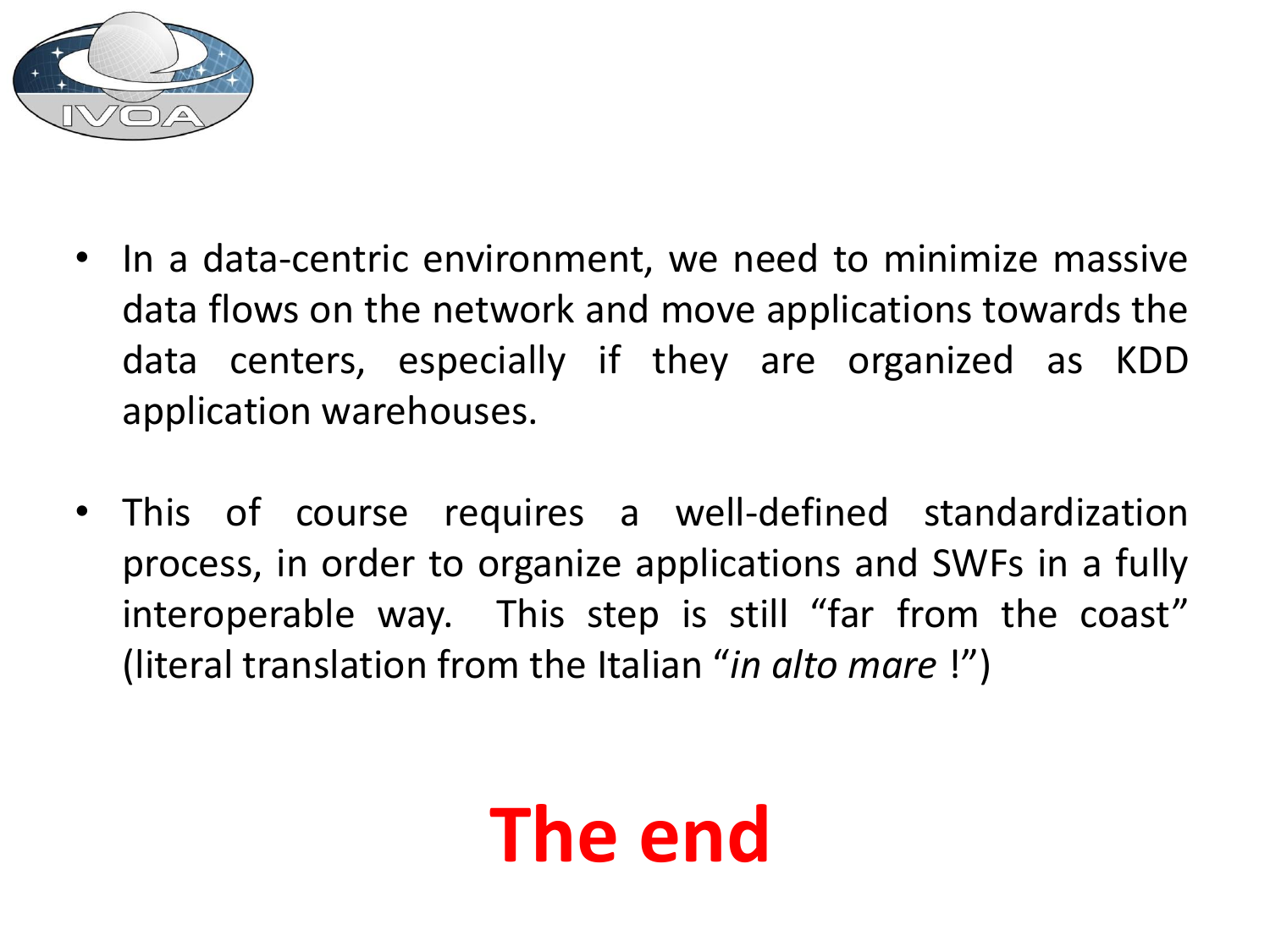- In a data-centric environment, we need to minimize massive data flows on the network and move applications towards the data centers, especially if they are organized as KDD application warehouses.

- This of course requires a well-defined standardization process, in order to organize applications and SWFs in a fully interoperable way. This step is still "far from the coast" (literal translation from the Italian "*in alto mare* !")

# The end